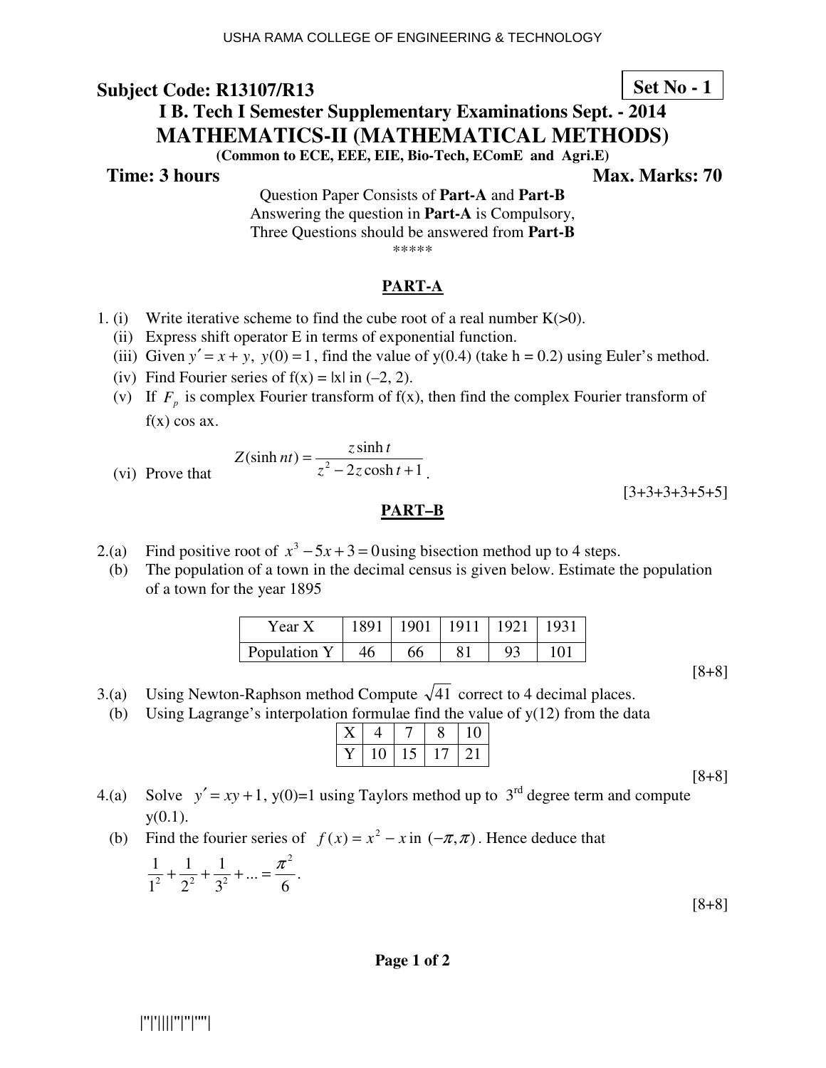USHA RAMA COLLEGE OF ENGINEERING & TECHNOLOGY

**Subject Code: R13107/R13** **Set No - 1**

## I B. Tech I Semester Supplementary Examinations Sept. - 2014

## MATHEMATICS-II (MATHEMATICAL METHODS)

**(Common to ECE, EEE, EIE, Bio-Tech, EComE and Agri.E)**

**Time: 3 hours** **Max. Marks: 70**

Question Paper Consists of **Part-A** and **Part-B**
Answering the question in **Part-A** is Compulsory,
Three Questions should be answered from **Part-B**

*****

### PART-A

1. (i) Write iterative scheme to find the cube root of a real number K(>0).
   (ii) Express shift operator E in terms of exponential function.
   (iii) Given $y' = x + y,\ y(0) = 1$, find the value of y(0.4) (take h = 0.2) using Euler's method.
   (iv) Find Fourier series of f(x) = |x| in (–2, 2).
   (v) If $F_p$ is complex Fourier transform of f(x), then find the complex Fourier transform of f(x) cos ax.
   (vi) Prove that $Z(\sinh nt) = \dfrac{z \sinh t}{z^2 - 2z\cosh t + 1}$.

[3+3+3+3+5+5]

### PART–B

2.(a) Find positive root of $x^3 - 5x + 3 = 0$ using bisection method up to 4 steps.
   (b) The population of a town in the decimal census is given below. Estimate the population of a town for the year 1895

| Year X | 1891 | 1901 | 1911 | 1921 | 1931 |
|---|---|---|---|---|---|
| Population Y | 46 | 66 | 81 | 93 | 101 |

[8+8]

3.(a) Using Newton-Raphson method Compute $\sqrt{41}$ correct to 4 decimal places.
   (b) Using Lagrange's interpolation formulae find the value of y(12) from the data

| X | 4 | 7 | 8 | 10 |
|---|---|---|---|---|
| Y | 10 | 15 | 17 | 21 |

[8+8]

4.(a) Solve $y' = xy + 1$, y(0)=1 using Taylors method up to 3rd degree term and compute y(0.1).
   (b) Find the fourier series of $f(x) = x^2 - x$ in $(-\pi, \pi)$. Hence deduce that $\dfrac{1}{1^2} + \dfrac{1}{2^2} + \dfrac{1}{3^2} + ... = \dfrac{\pi^2}{6}$.

[8+8]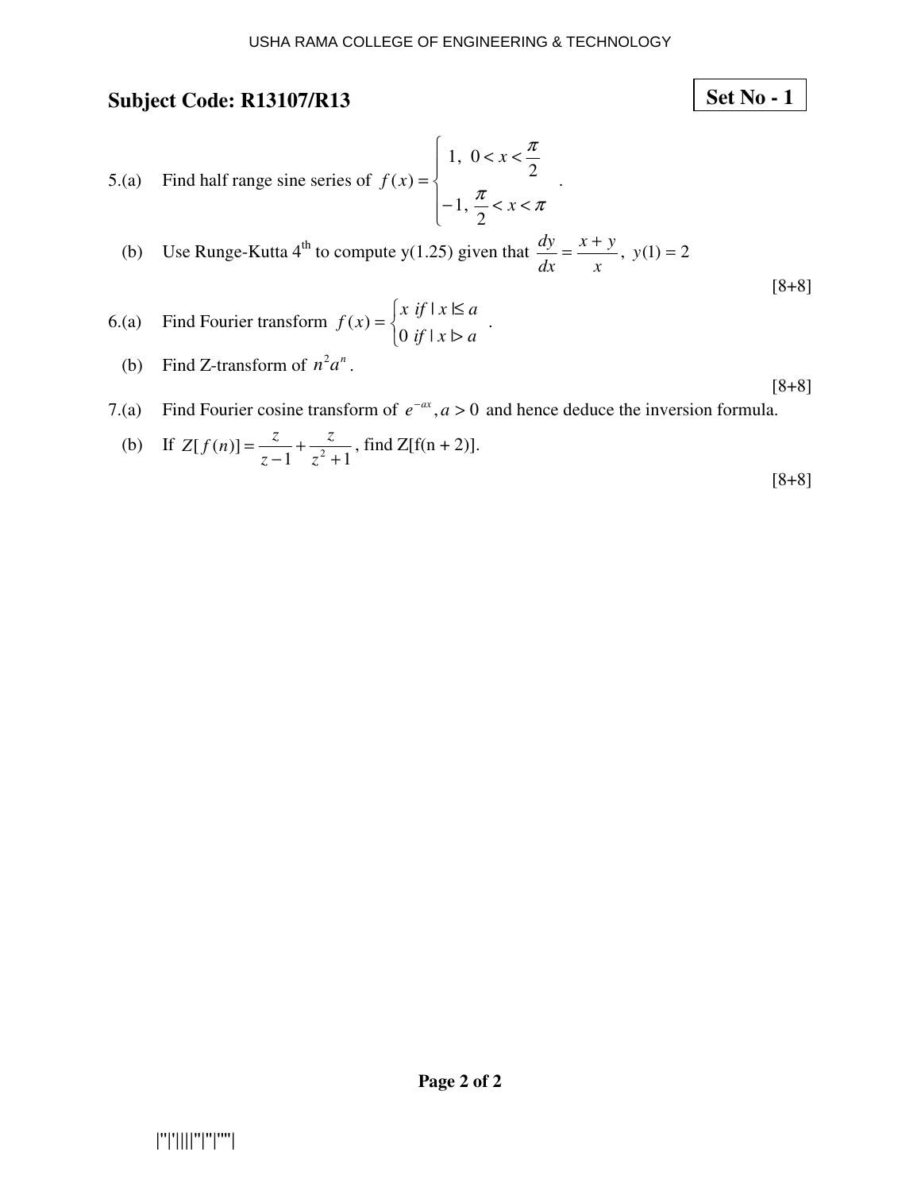USHA RAMA COLLEGE OF ENGINEERING & TECHNOLOGY

**Subject Code: R13107/R13** **Set No - 1**

5.(a) Find half range sine series of $f(x) = \begin{cases} 1, & 0 < x < \dfrac{\pi}{2} \\ -1, & \dfrac{\pi}{2} < x < \pi \end{cases}$.

(b) Use Runge-Kutta 4th to compute y(1.25) given that $\dfrac{dy}{dx} = \dfrac{x+y}{x}$, $y(1) = 2$

[8+8]

6.(a) Find Fourier transform $f(x) = \begin{cases} x \ \text{if} \ |x| \le a \\ 0 \ \text{if} \ |x| > a \end{cases}$.

(b) Find Z-transform of $n^2 a^n$.

[8+8]

7.(a) Find Fourier cosine transform of $e^{-ax}, a > 0$ and hence deduce the inversion formula.

(b) If $Z[f(n)] = \dfrac{z}{z-1} + \dfrac{z}{z^2+1}$, find Z[f(n + 2)].

[8+8]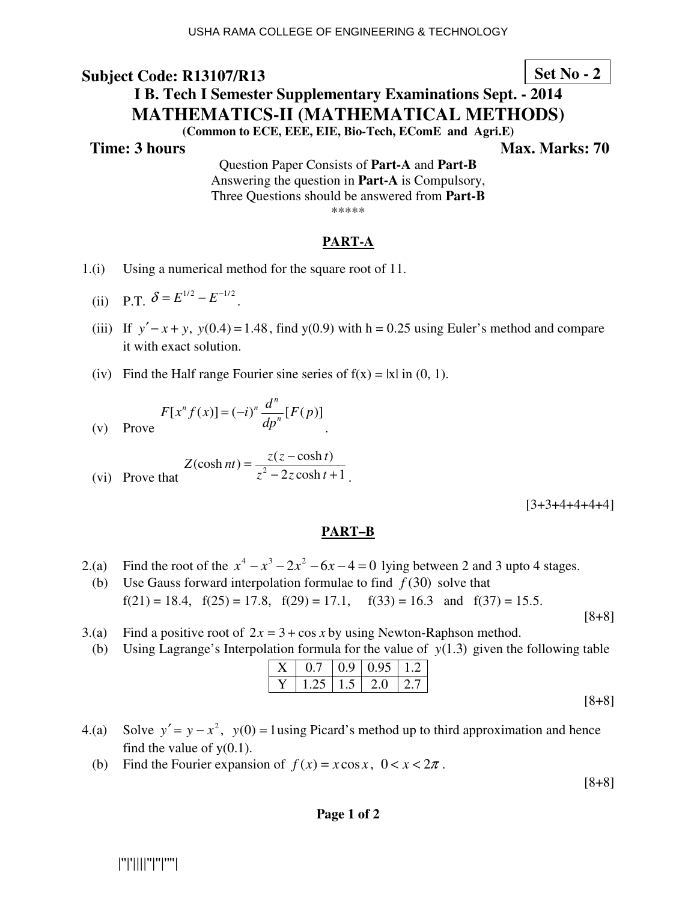USHA RAMA COLLEGE OF ENGINEERING & TECHNOLOGY

**Subject Code: R13107/R13** **Set No - 2**

## I B. Tech I Semester Supplementary Examinations Sept. - 2014

## MATHEMATICS-II (MATHEMATICAL METHODS)

**(Common to ECE, EEE, EIE, Bio-Tech, EComE and Agri.E)**

**Time: 3 hours** **Max. Marks: 70**

Question Paper Consists of **Part-A** and **Part-B**
Answering the question in **Part-A** is Compulsory,
Three Questions should be answered from **Part-B**

\*\*\*\*\*

### PART-A

1.(i) Using a numerical method for the square root of 11.

(ii) P.T. $\delta = E^{1/2} - E^{-1/2}$.

(iii) If $y' - x + y,\ y(0.4) = 1.48$, find y(0.9) with h = 0.25 using Euler's method and compare it with exact solution.

(iv) Find the Half range Fourier sine series of f(x) = |x| in (0, 1).

(v) Prove $F[x^n f(x)] = (-i)^n \dfrac{d^n}{dp^n}[F(p)]$.

(vi) Prove that $Z(\cosh nt) = \dfrac{z(z - \cosh t)}{z^2 - 2z\cosh t + 1}$.

[3+3+4+4+4+4]

### PART–B

2.(a) Find the root of the $x^4 - x^3 - 2x^2 - 6x - 4 = 0$ lying between 2 and 3 upto 4 stages.

(b) Use Gauss forward interpolation formulae to find $f(30)$ solve that f(21) = 18.4, f(25) = 17.8, f(29) = 17.1, f(33) = 16.3 and f(37) = 15.5.

[8+8]

3.(a) Find a positive root of $2x = 3 + \cos x$ by using Newton-Raphson method.

(b) Using Lagrange's Interpolation formula for the value of $y(1.3)$ given the following table

| X | 0.7 | 0.9 | 0.95 | 1.2 |
|---|---|---|---|---|
| Y | 1.25 | 1.5 | 2.0 | 2.7 |

[8+8]

4.(a) Solve $y' = y - x^2,\ \ y(0) = 1$ using Picard's method up to third approximation and hence find the value of y(0.1).

(b) Find the Fourier expansion of $f(x) = x\cos x,\ \ 0 < x < 2\pi$.

[8+8]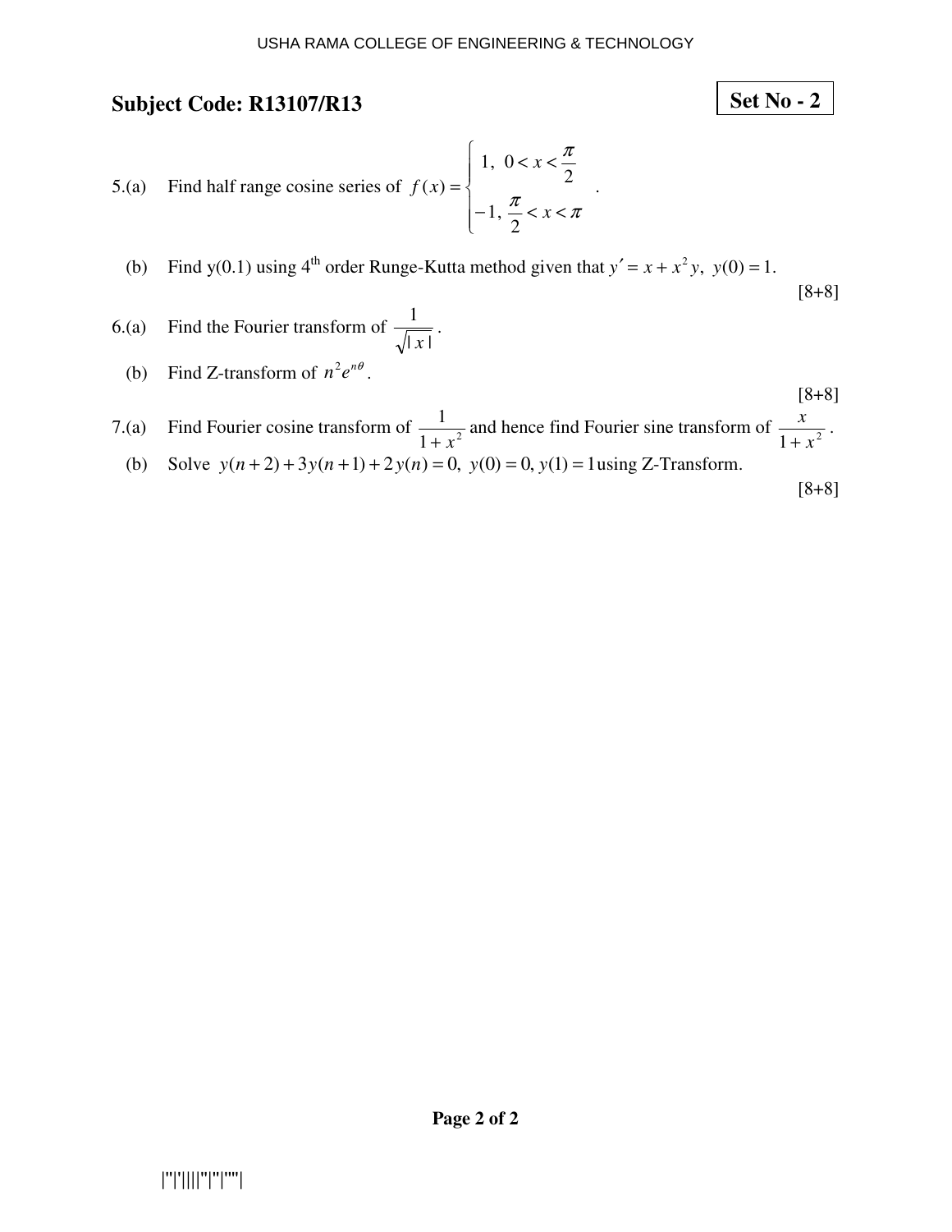## Subject Code: R13107/R13

**Set No - 2**

5.(a) Find half range cosine series of $f(x)=\begin{cases} 1, & 0<x<\dfrac{\pi}{2} \\ -1, & \dfrac{\pi}{2}<x<\pi \end{cases}$.

(b) Find y(0.1) using 4th order Runge-Kutta method given that $y' = x + x^2 y,\ y(0)=1$.

[8+8]

6.(a) Find the Fourier transform of $\dfrac{1}{\sqrt{|x|}}$.

(b) Find Z-transform of $n^2 e^{n\theta}$.

[8+8]

7.(a) Find Fourier cosine transform of $\dfrac{1}{1+x^2}$ and hence find Fourier sine transform of $\dfrac{x}{1+x^2}$.

(b) Solve $y(n+2)+3y(n+1)+2y(n)=0,\ y(0)=0,\ y(1)=1$ using Z-Transform.

[8+8]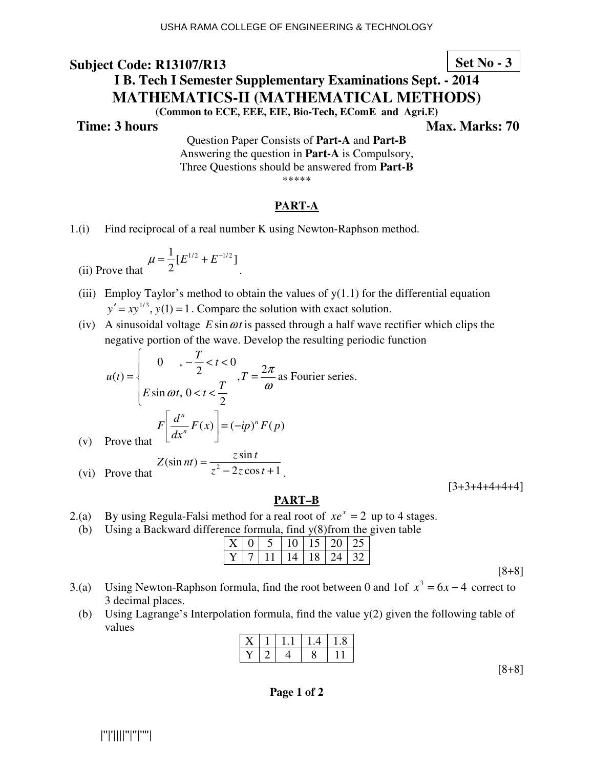USHA RAMA COLLEGE OF ENGINEERING & TECHNOLOGY

**Subject Code: R13107/R13** **Set No - 3**

## I B. Tech I Semester Supplementary Examinations Sept. - 2014

## MATHEMATICS-II (MATHEMATICAL METHODS)

**(Common to ECE, EEE, EIE, Bio-Tech, EComE and Agri.E)**

**Time: 3 hours** **Max. Marks: 70**

Question Paper Consists of **Part-A** and **Part-B**
Answering the question in **Part-A** is Compulsory,
Three Questions should be answered from **Part-B**

\*\*\*\*\*

### PART-A

1.(i) Find reciprocal of a real number K using Newton-Raphson method.

(ii) Prove that $\mu = \frac{1}{2}[E^{1/2} + E^{-1/2}]$.

(iii) Employ Taylor's method to obtain the values of y(1.1) for the differential equation $y' = xy^{1/3}$, $y(1) = 1$. Compare the solution with exact solution.

(iv) A sinusoidal voltage $E\sin\omega t$ is passed through a half wave rectifier which clips the negative portion of the wave. Develop the resulting periodic function

$$u(t) = \begin{cases} 0 & , -\frac{T}{2} < t < 0 \\ E\sin\omega t, & 0 < t < \frac{T}{2} \end{cases}, T = \frac{2\pi}{\omega} \text{ as Fourier series.}$$

(v) Prove that $F\left[\frac{d^n}{dx^n}F(x)\right] = (-ip)^n F(p)$

(vi) Prove that $Z(\sin nt) = \frac{z\sin t}{z^2 - 2z\cos t + 1}$.

[3+3+4+4+4+4]

### PART–B

2.(a) By using Regula-Falsi method for a real root of $xe^x = 2$ up to 4 stages.

(b) Using a Backward difference formula, find y(8) from the given table

| X | 0 | 5 | 10 | 15 | 20 | 25 |
|---|---|---|---|---|---|---|
| Y | 7 | 11 | 14 | 18 | 24 | 32 |

[8+8]

3.(a) Using Newton-Raphson formula, find the root between 0 and 1of $x^3 = 6x - 4$ correct to 3 decimal places.

(b) Using Lagrange's Interpolation formula, find the value y(2) given the following table of values

| X | 1 | 1.1 | 1.4 | 1.8 |
|---|---|---|---|---|
| Y | 2 | 4 | 8 | 11 |

[8+8]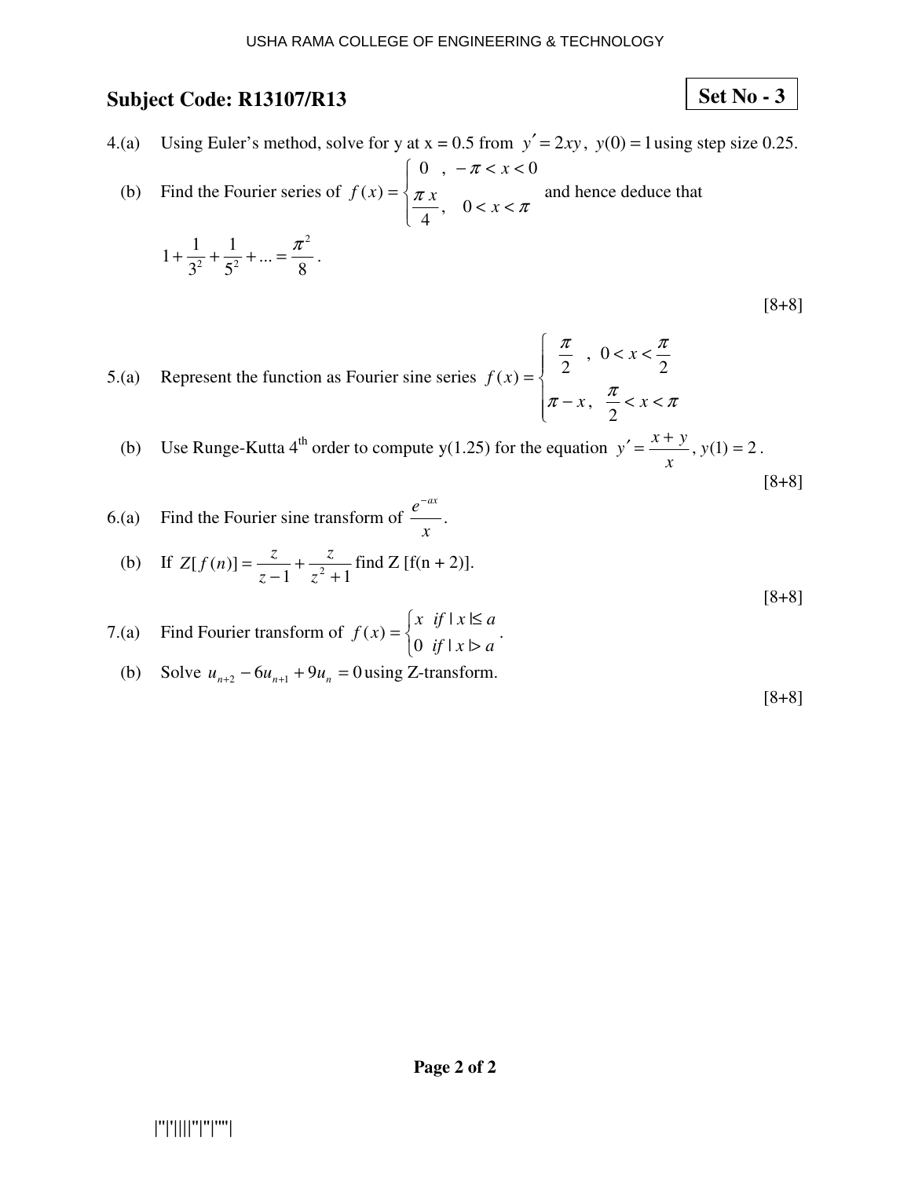USHA RAMA COLLEGE OF ENGINEERING & TECHNOLOGY

## Subject Code: R13107/R13

**Set No - 3**

4.(a) Using Euler's method, solve for y at x = 0.5 from $y' = 2xy$, $y(0) = 1$ using step size 0.25.

(b) Find the Fourier series of $f(x) = \begin{cases} 0 \;\; , & -\pi < x < 0 \\ \dfrac{\pi x}{4}, & 0 < x < \pi \end{cases}$ and hence deduce that

$$1 + \frac{1}{3^2} + \frac{1}{5^2} + ... = \frac{\pi^2}{8}.$$

[8+8]

5.(a) Represent the function as Fourier sine series $f(x) = \begin{cases} \dfrac{\pi}{2} \;\; , & 0 < x < \dfrac{\pi}{2} \\ \pi - x, & \dfrac{\pi}{2} < x < \pi \end{cases}$

(b) Use Runge-Kutta 4th order to compute y(1.25) for the equation $y' = \dfrac{x+y}{x}$, $y(1) = 2$.

[8+8]

6.(a) Find the Fourier sine transform of $\dfrac{e^{-ax}}{x}$.

(b) If $Z[f(n)] = \dfrac{z}{z-1} + \dfrac{z}{z^2+1}$ find Z [f(n + 2)].

[8+8]

7.(a) Find Fourier transform of $f(x) = \begin{cases} x \;\; if \; |x| \leq a \\ 0 \;\; if \; |x| > a \end{cases}$.

(b) Solve $u_{n+2} - 6u_{n+1} + 9u_n = 0$ using Z-transform.

[8+8]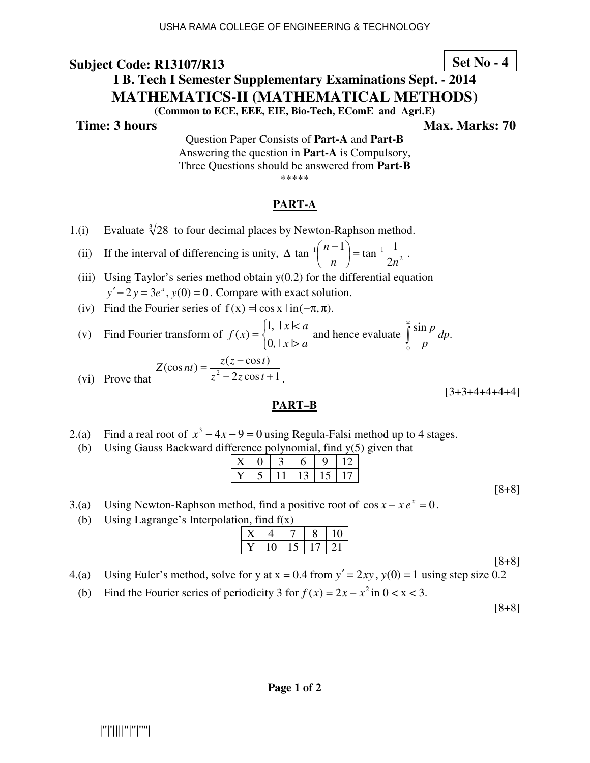USHA RAMA COLLEGE OF ENGINEERING & TECHNOLOGY

**Subject Code: R13107/R13** **Set No - 4**

## I B. Tech I Semester Supplementary Examinations Sept. - 2014

## MATHEMATICS-II (MATHEMATICAL METHODS)

**(Common to ECE, EEE, EIE, Bio-Tech, EComE and Agri.E)**

**Time: 3 hours** **Max. Marks: 70**

Question Paper Consists of **Part-A** and **Part-B**
Answering the question in **Part-A** is Compulsory,
Three Questions should be answered from **Part-B**

\*\*\*\*\*

### PART-A

1.(i) Evaluate $\sqrt[3]{28}$ to four decimal places by Newton-Raphson method.

(ii) If the interval of differencing is unity, $\Delta \tan^{-1}\left(\frac{n-1}{n}\right) = \tan^{-1}\frac{1}{2n^2}$.

(iii) Using Taylor's series method obtain y(0.2) for the differential equation $y' - 2y = 3e^x$, $y(0) = 0$. Compare with exact solution.

(iv) Find the Fourier series of $f(x) = |\cos x|$ in $(-\pi, \pi)$.

(v) Find Fourier transform of $f(x) = \begin{cases} 1, & |x| < a \\ 0, & |x| > a \end{cases}$ and hence evaluate $\int_0^\infty \frac{\sin p}{p} dp$.

(vi) Prove that $Z(\cos nt) = \frac{z(z - \cos t)}{z^2 - 2z\cos t + 1}$.

[3+3+4+4+4+4]

### PART–B

2.(a) Find a real root of $x^3 - 4x - 9 = 0$ using Regula-Falsi method up to 4 stages.

(b) Using Gauss Backward difference polynomial, find y(5) given that

| X | 0 | 3 | 6 | 9 | 12 |
|---|---|---|---|---|---|
| Y | 5 | 11 | 13 | 15 | 17 |

[8+8]

3.(a) Using Newton-Raphson method, find a positive root of $\cos x - x e^x = 0$.

(b) Using Lagrange's Interpolation, find f(x)

| X | 4 | 7 | 8 | 10 |
|---|---|---|---|---|
| Y | 10 | 15 | 17 | 21 |

[8+8]

4.(a) Using Euler's method, solve for y at x = 0.4 from $y' = 2xy$, $y(0) = 1$ using step size 0.2

(b) Find the Fourier series of periodicity 3 for $f(x) = 2x - x^2$ in $0 < x < 3$.

[8+8]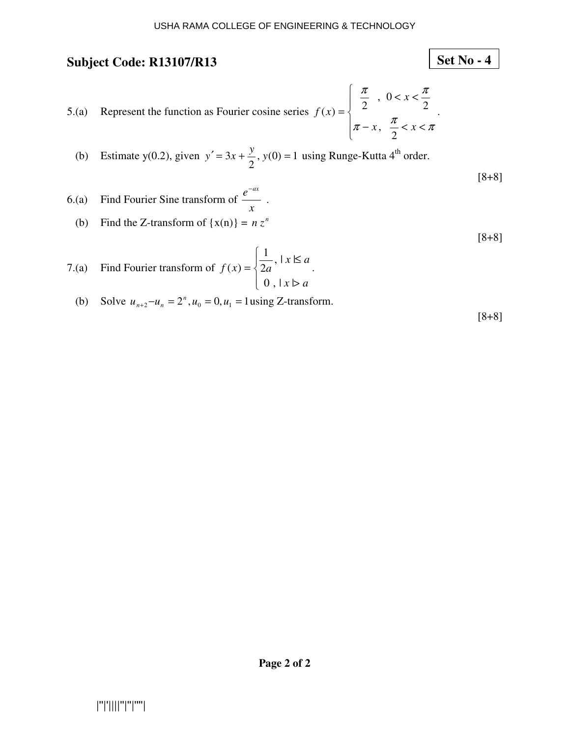USHA RAMA COLLEGE OF ENGINEERING & TECHNOLOGY

## Subject Code: R13107/R13

**Set No - 4**

5.(a) Represent the function as Fourier cosine series $f(x) = \begin{cases} \dfrac{\pi}{2}, & 0 < x < \dfrac{\pi}{2} \\ \pi - x, & \dfrac{\pi}{2} < x < \pi \end{cases}$.

(b) Estimate y(0.2), given $y' = 3x + \dfrac{y}{2}$, $y(0) = 1$ using Runge-Kutta 4th order.

[8+8]

6.(a) Find Fourier Sine transform of $\dfrac{e^{-ax}}{x}$.

(b) Find the Z-transform of $\{x(n)\} = n\, z^n$

[8+8]

7.(a) Find Fourier transform of $f(x) = \begin{cases} \dfrac{1}{2a}, & |x| \le a \\ 0, & |x| > a \end{cases}$.

(b) Solve $u_{n+2} - u_n = 2^n, u_0 = 0, u_1 = 1$ using Z-transform.

[8+8]